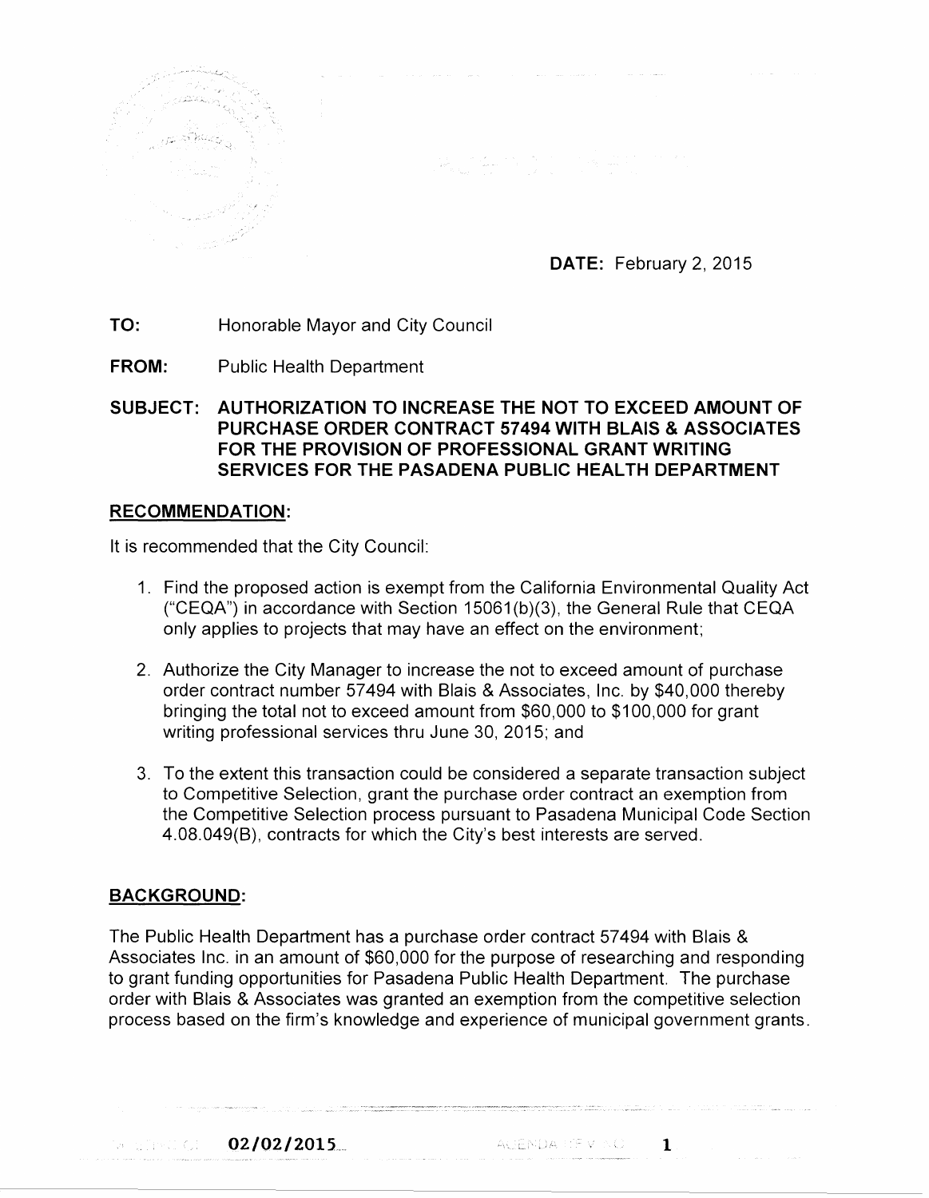**DATE:** February 2, 2015

**TO:** Honorable Mayor and City Council

**FROM:** Public Health Department

**SUBJECT: AUTHORIZATION TO INCREASE THE NOT TO EXCEED AMOUNT OF PURCHASE ORDER CONTRACT 57494 WITH BLAIS & ASSOCIATES FOR THE PROVISION OF PROFESSIONAL GRANT WRITING SERVICES FOR THE PASADENA PUBLIC HEALTH DEPARTMENT**

## RECOMMENDATION:

It is recommended that the City Council:

1. Find the proposed action is exempt from the California Environmental Quality Act ("CEQA") in accordance with Section 15061(b)(3), the General Rule that CEQA only applies to projects that may have an effect on the environment;

2. Authorize the City Manager to increase the not to exceed amount of purchase order contract number 57494 with Blais & Associates, Inc. by $40,000 thereby bringing the total not to exceed amount from $60,000 to $100,000 for grant writing professional services thru June 30, 2015; and

3. To the extent this transaction could be considered a separate transaction subject to Competitive Selection, grant the purchase order contract an exemption from the Competitive Selection process pursuant to Pasadena Municipal Code Section 4.08.049(B), contracts for which the City's best interests are served.

## BACKGROUND:

The Public Health Department has a purchase order contract 57494 with Blais & Associates Inc. in an amount of $60,000 for the purpose of researching and responding to grant funding opportunities for Pasadena Public Health Department. The purchase order with Blais & Associates was granted an exemption from the competitive selection process based on the firm's knowledge and experience of municipal government grants.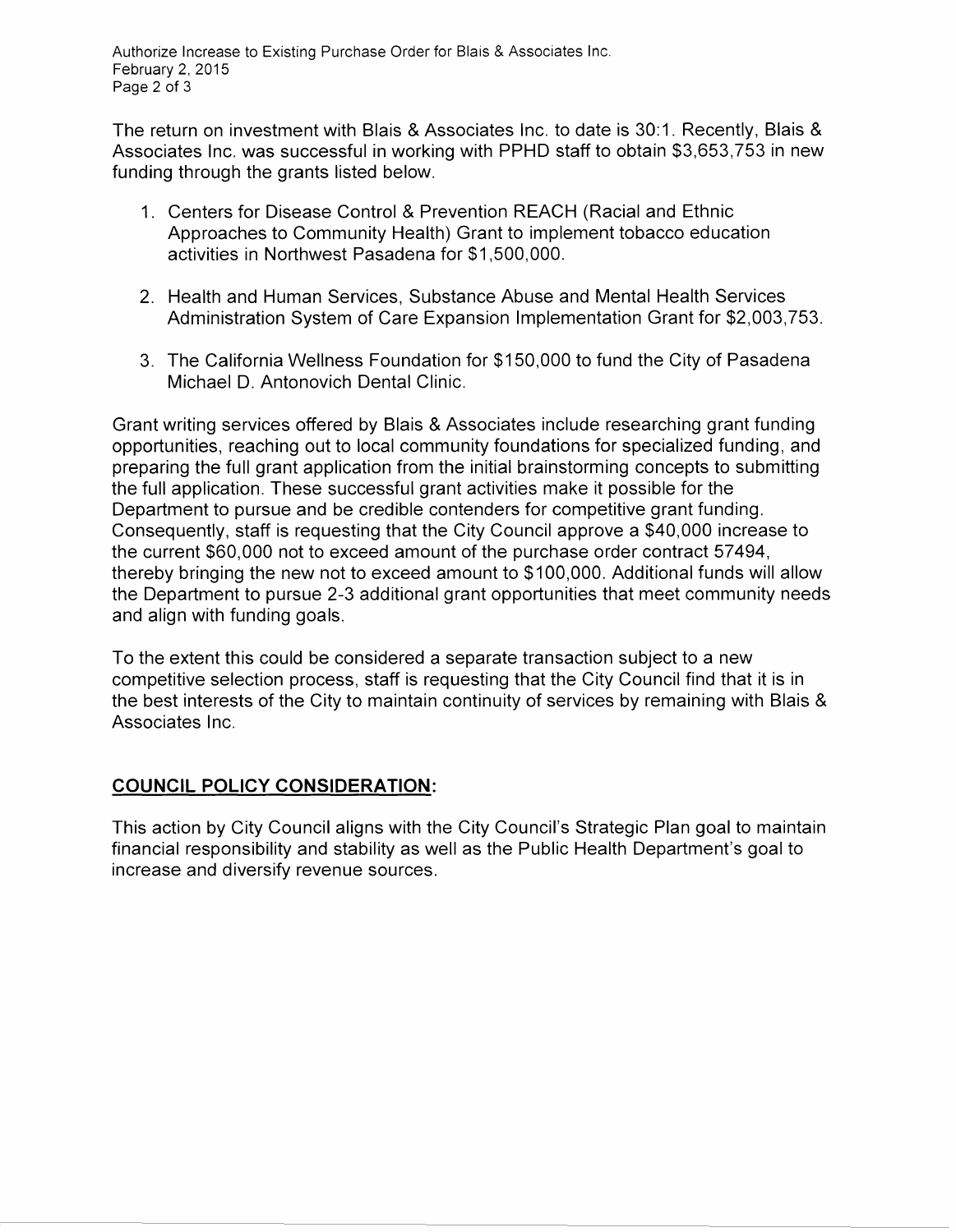The return on investment with Blais & Associates Inc. to date is 30:1. Recently, Blais & Associates Inc. was successful in working with PPHD staff to obtain $3,653,753 in new funding through the grants listed below.

1. Centers for Disease Control & Prevention REACH (Racial and Ethnic Approaches to Community Health) Grant to implement tobacco education activities in Northwest Pasadena for $1,500,000.

2. Health and Human Services, Substance Abuse and Mental Health Services Administration System of Care Expansion Implementation Grant for $2,003,753.

3. The California Wellness Foundation for $150,000 to fund the City of Pasadena Michael D. Antonovich Dental Clinic.

Grant writing services offered by Blais & Associates include researching grant funding opportunities, reaching out to local community foundations for specialized funding, and preparing the full grant application from the initial brainstorming concepts to submitting the full application. These successful grant activities make it possible for the Department to pursue and be credible contenders for competitive grant funding. Consequently, staff is requesting that the City Council approve a $40,000 increase to the current $60,000 not to exceed amount of the purchase order contract 57494, thereby bringing the new not to exceed amount to $100,000. Additional funds will allow the Department to pursue 2-3 additional grant opportunities that meet community needs and align with funding goals.

To the extent this could be considered a separate transaction subject to a new competitive selection process, staff is requesting that the City Council find that it is in the best interests of the City to maintain continuity of services by remaining with Blais & Associates Inc.

## COUNCIL POLICY CONSIDERATION:

This action by City Council aligns with the City Council's Strategic Plan goal to maintain financial responsibility and stability as well as the Public Health Department's goal to increase and diversify revenue sources.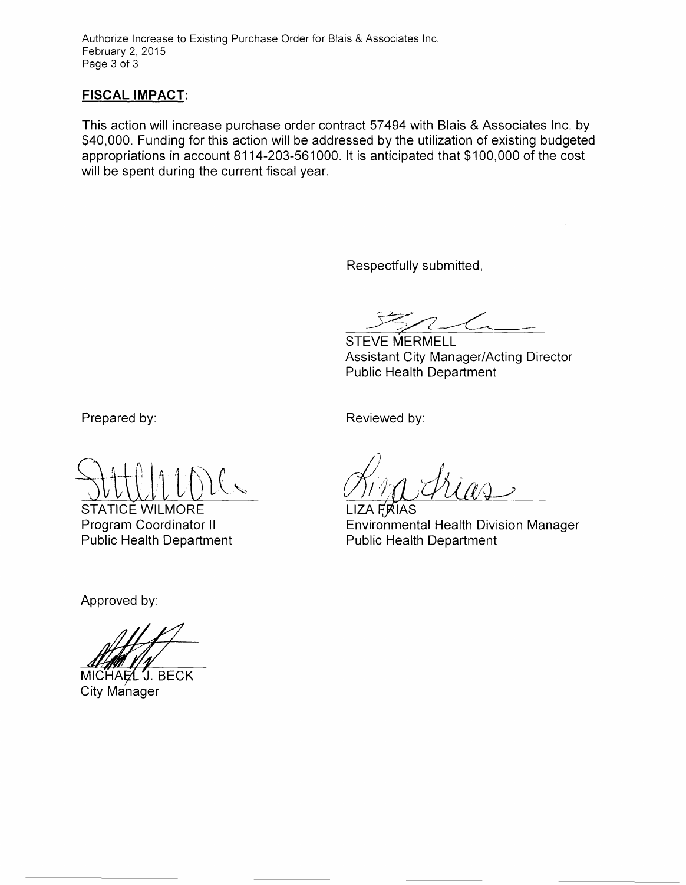## FISCAL IMPACT:

This action will increase purchase order contract 57494 with Blais & Associates Inc. by $40,000. Funding for this action will be addressed by the utilization of existing budgeted appropriations in account 8114-203-561000. It is anticipated that $100,000 of the cost will be spent during the current fiscal year.

Respectfully submitted,

STEVE MERMELL
Assistant City Manager/Acting Director
Public Health Department

Prepared by:

STATICE WILMORE
Program Coordinator II
Public Health Department

Reviewed by:

LIZA FRIAS
Environmental Health Division Manager
Public Health Department

Approved by:

MICHAEL J. BECK
City Manager